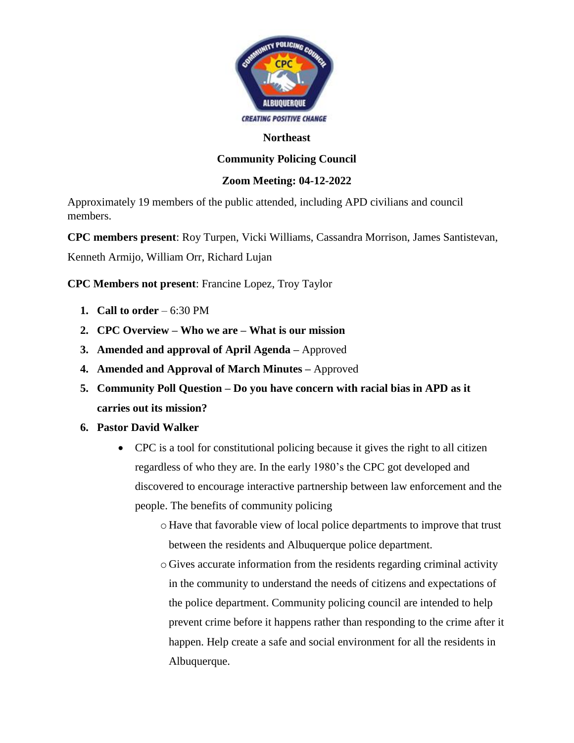**Northeast**

**Community Policing Council**

**Zoom Meeting: 04-12-2022**

Approximately 19 members of the public attended, including APD civilians and council members.

**CPC members present**: Roy Turpen, Vicki Williams, Cassandra Morrison, James Santistevan, Kenneth Armijo, William Orr, Richard Lujan

**CPC Members not present**: Francine Lopez, Troy Taylor

1. **Call to order** – 6:30 PM
2. **CPC Overview – Who we are – What is our mission**
3. **Amended and approval of April Agenda –** Approved
4. **Amended and Approval of March Minutes –** Approved
5. **Community Poll Question – Do you have concern with racial bias in APD as it carries out its mission?**
6. **Pastor David Walker**
   - CPC is a tool for constitutional policing because it gives the right to all citizen regardless of who they are. In the early 1980's the CPC got developed and discovered to encourage interactive partnership between law enforcement and the people. The benefits of community policing
     - Have that favorable view of local police departments to improve that trust between the residents and Albuquerque police department.
     - Gives accurate information from the residents regarding criminal activity in the community to understand the needs of citizens and expectations of the police department. Community policing council are intended to help prevent crime before it happens rather than responding to the crime after it happen. Help create a safe and social environment for all the residents in Albuquerque.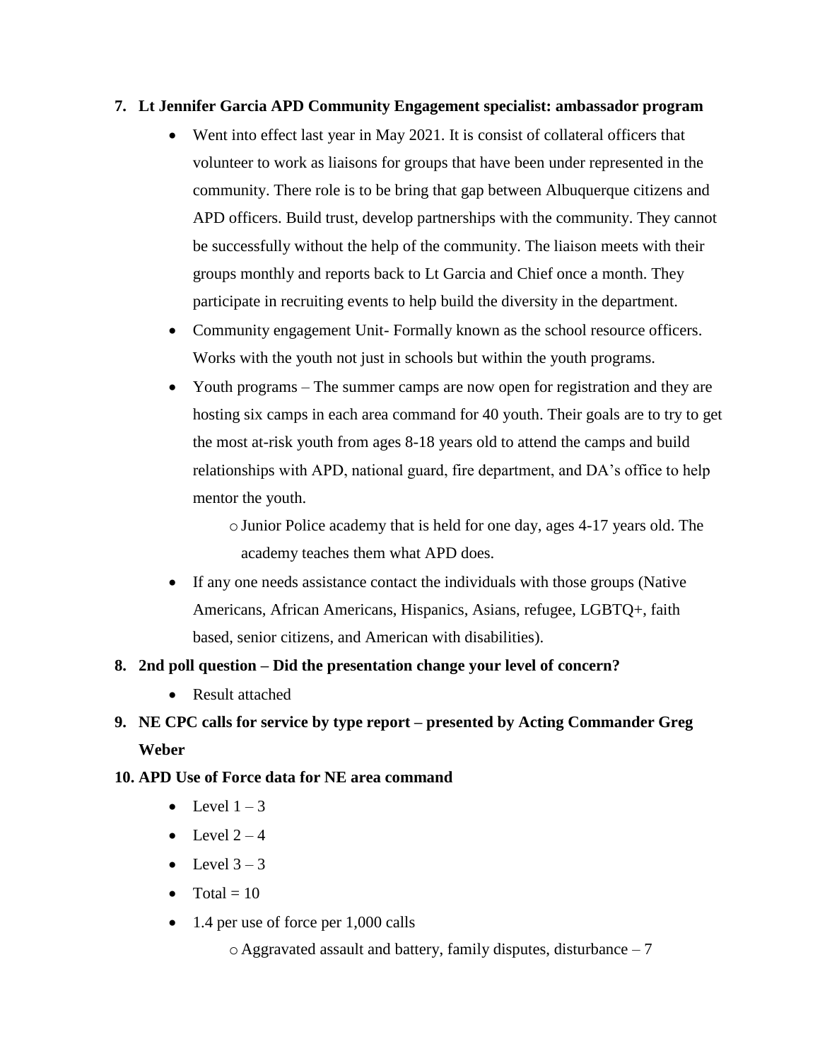7. **Lt Jennifer Garcia APD Community Engagement specialist: ambassador program**
    - Went into effect last year in May 2021. It is consist of collateral officers that volunteer to work as liaisons for groups that have been under represented in the community. There role is to be bring that gap between Albuquerque citizens and APD officers. Build trust, develop partnerships with the community. They cannot be successfully without the help of the community. The liaison meets with their groups monthly and reports back to Lt Garcia and Chief once a month. They participate in recruiting events to help build the diversity in the department.
    - Community engagement Unit- Formally known as the school resource officers. Works with the youth not just in schools but within the youth programs.
    - Youth programs – The summer camps are now open for registration and they are hosting six camps in each area command for 40 youth. Their goals are to try to get the most at-risk youth from ages 8-18 years old to attend the camps and build relationships with APD, national guard, fire department, and DA's office to help mentor the youth.
        - Junior Police academy that is held for one day, ages 4-17 years old. The academy teaches them what APD does.
    - If any one needs assistance contact the individuals with those groups (Native Americans, African Americans, Hispanics, Asians, refugee, LGBTQ+, faith based, senior citizens, and American with disabilities).
8. **2nd poll question – Did the presentation change your level of concern?**
    - Result attached
9. **NE CPC calls for service by type report – presented by Acting Commander Greg Weber**
10. **APD Use of Force data for NE area command**
    - Level 1 – 3
    - Level 2 – 4
    - Level 3 – 3
    - Total = 10
    - 1.4 per use of force per 1,000 calls
        - Aggravated assault and battery, family disputes, disturbance – 7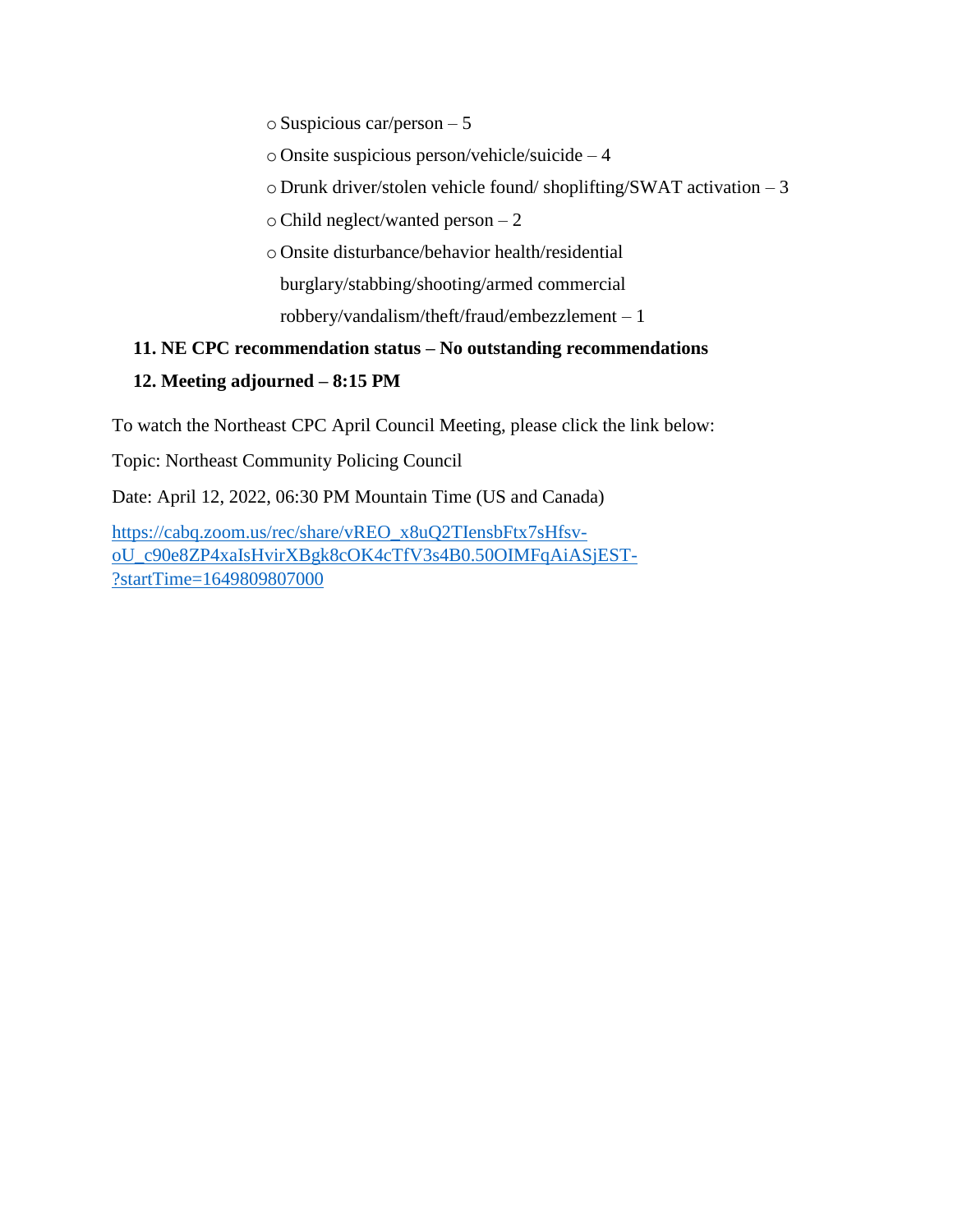- Suspicious car/person – 5
- Onsite suspicious person/vehicle/suicide – 4
- Drunk driver/stolen vehicle found/ shoplifting/SWAT activation – 3
- Child neglect/wanted person – 2
- Onsite disturbance/behavior health/residential burglary/stabbing/shooting/armed commercial robbery/vandalism/theft/fraud/embezzlement – 1

**11. NE CPC recommendation status – No outstanding recommendations**

**12. Meeting adjourned – 8:15 PM**

To watch the Northeast CPC April Council Meeting, please click the link below:

Topic: Northeast Community Policing Council

Date: April 12, 2022, 06:30 PM Mountain Time (US and Canada)

https://cabq.zoom.us/rec/share/vREO_x8uQ2TIensbFtx7sHfsv-oU_c90e8ZP4xaIsHvirXBgk8cOK4cTfV3s4B0.50OIMFqAiASjEST-?startTime=1649809807000